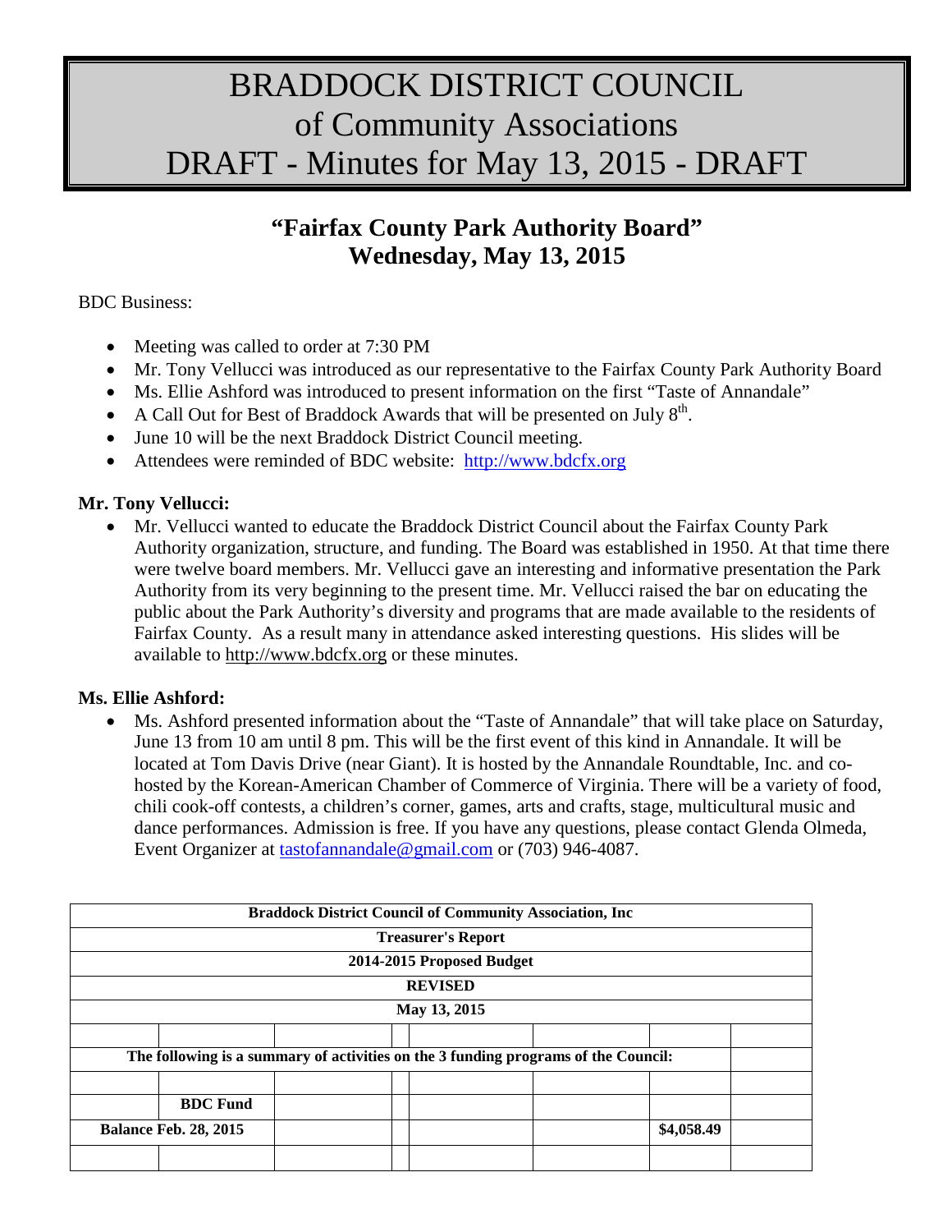# BRADDOCK DISTRICT COUNCIL of Community Associations DRAFT - Minutes for May 13, 2015 - DRAFT

## "Fairfax County Park Authority Board" Wednesday, May 13, 2015

BDC Business:

- Meeting was called to order at 7:30 PM
- Mr. Tony Vellucci was introduced as our representative to the Fairfax County Park Authority Board
- Ms. Ellie Ashford was introduced to present information on the first "Taste of Annandale"
- A Call Out for Best of Braddock Awards that will be presented on July 8th.
- June 10 will be the next Braddock District Council meeting.
- Attendees were reminded of BDC website: http://www.bdcfx.org

**Mr. Tony Vellucci:**

- Mr. Vellucci wanted to educate the Braddock District Council about the Fairfax County Park Authority organization, structure, and funding. The Board was established in 1950. At that time there were twelve board members. Mr. Vellucci gave an interesting and informative presentation the Park Authority from its very beginning to the present time. Mr. Vellucci raised the bar on educating the public about the Park Authority's diversity and programs that are made available to the residents of Fairfax County. As a result many in attendance asked interesting questions. His slides will be available to http://www.bdcfx.org or these minutes.

**Ms. Ellie Ashford:**

- Ms. Ashford presented information about the "Taste of Annandale" that will take place on Saturday, June 13 from 10 am until 8 pm. This will be the first event of this kind in Annandale. It will be located at Tom Davis Drive (near Giant). It is hosted by the Annandale Roundtable, Inc. and co-hosted by the Korean-American Chamber of Commerce of Virginia. There will be a variety of food, chili cook-off contests, a children's corner, games, arts and crafts, stage, multicultural music and dance performances. Admission is free. If you have any questions, please contact Glenda Olmeda, Event Organizer at tastofannandale@gmail.com or (703) 946-4087.

| **Braddock District Council of Community Association, Inc** | | | | | | | |
|---|---|---|---|---|---|---|---|
| **Treasurer's Report** | | | | | | | |
| **2014-2015 Proposed Budget** | | | | | | | |
| **REVISED** | | | | | | | |
| **May 13, 2015** | | | | | | | |
| | | | | | | | |
| **The following is a summary of activities on the 3 funding programs of the Council:** | | | | | | | |
| | | | | | | | |
| | **BDC Fund** | | | | | | |
| **Balance Feb. 28, 2015** | | | | | | **$4,058.49** | |
| | | | | | | | |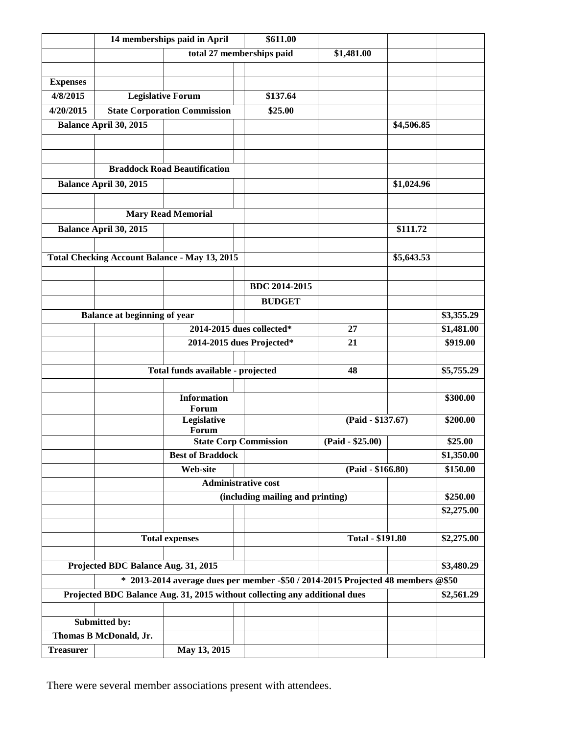| | | | | | | | |
|---|---|---|---|---|---|---|---|
| | 14 memberships paid in April | | | $611.00 | | | |
| | | total 27 memberships paid | | | $1,481.00 | | |
| | | | | | | | |
| **Expenses** | | | | | | | |
| **4/8/2015** | Legislative Forum | | | $137.64 | | | |
| **4/20/2015** | State Corporation Commission | | | $25.00 | | | |
| Balance April 30, 2015 | | | | | | $4,506.85 | |
| | | | | | | | |
| | | | | | | | |
| | Braddock Road Beautification | | | | | | |
| Balance April 30, 2015 | | | | | | $1,024.96 | |
| | | | | | | | |
| | Mary Read Memorial | | | | | | |
| Balance April 30, 2015 | | | | | | $111.72 | |
| | | | | | | | |
| Total Checking Account Balance - May 13, 2015 | | | | | | $5,643.53 | |
| | | | | | | | |
| | | | | BDC 2014-2015 | | | |
| | | | | BUDGET | | | |
| Balance at beginning of year | | | | | | | $3,355.29 |
| | | 2014-2015 dues collected* | | | 27 | | $1,481.00 |
| | | 2014-2015 dues Projected* | | | 21 | | $919.00 |
| | | | | | | | |
| | Total funds available - projected | | | | 48 | | $5,755.29 |
| | | | | | | | |
| | | Information Forum | | | | | $300.00 |
| | | Legislative Forum | | | (Paid - $137.67) | | $200.00 |
| | | State Corp Commission | | | (Paid - $25.00) | | $25.00 |
| | | Best of Braddock | | | | | $1,350.00 |
| | | Web-site | | | (Paid - $166.80) | | $150.00 |
| | | Administrative cost | | | | | |
| | | (including mailing and printing) | | | | | $250.00 |
| | | | | | | | $2,275.00 |
| | | | | | | | |
| | Total expenses | | | | Total - $191.80 | | $2,275.00 |
| | | | | | | | |
| Projected BDC Balance Aug. 31, 2015 | | | | | | | $3,480.29 |
| | * 2013-2014 average dues per member -$50 / 2014-2015 Projected 48 members @$50 | | | | | | |
| Projected BDC Balance Aug. 31, 2015 without collecting any additional dues | | | | | | | $2,561.29 |
| | | | | | | | |
| Submitted by: | | | | | | | |
| Thomas B McDonald, Jr. | | | | | | | |
| **Treasurer** | | May 13, 2015 | | | | | |

There were several member associations present with attendees.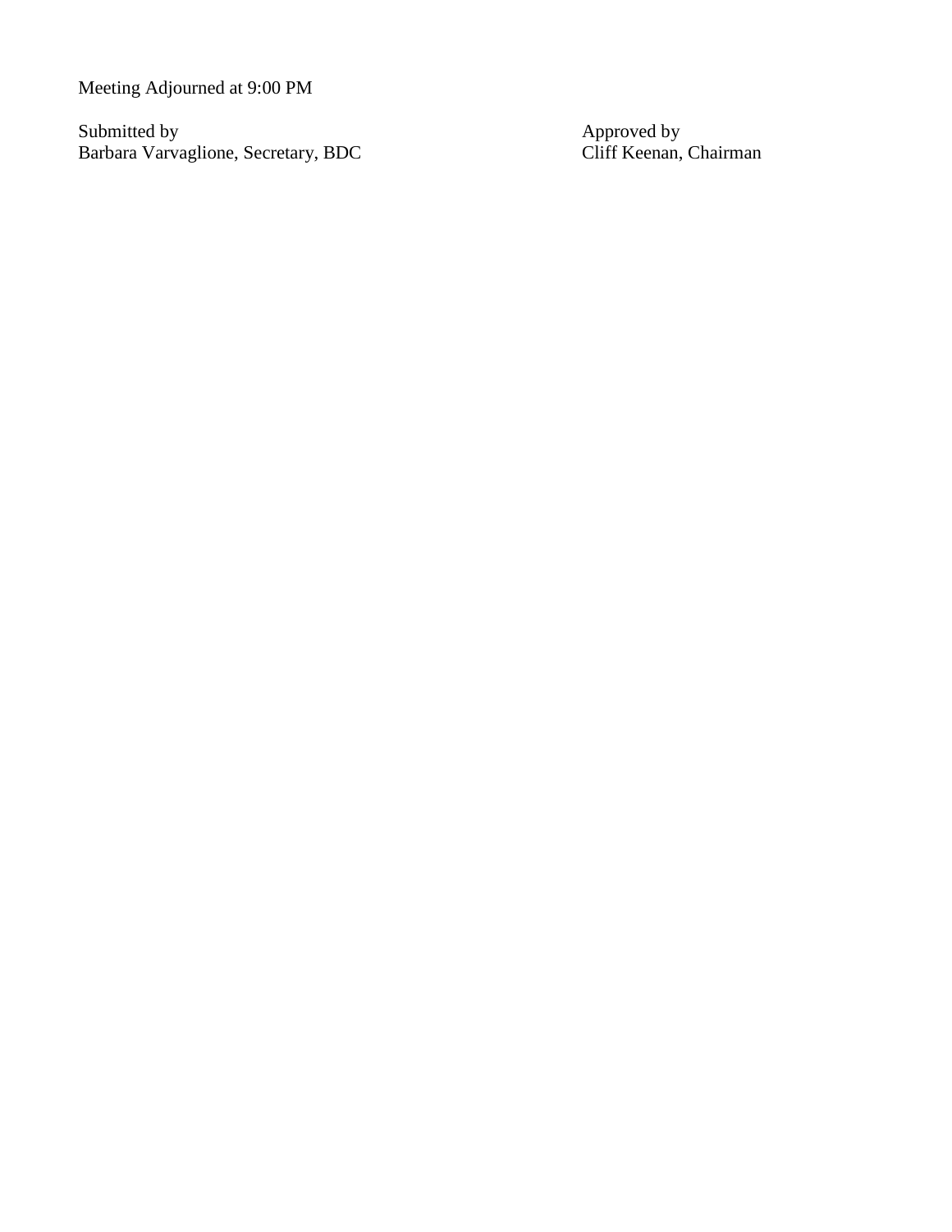Meeting Adjourned at 9:00 PM

Submitted by
Barbara Varvaglione, Secretary, BDC

Approved by
Cliff Keenan, Chairman